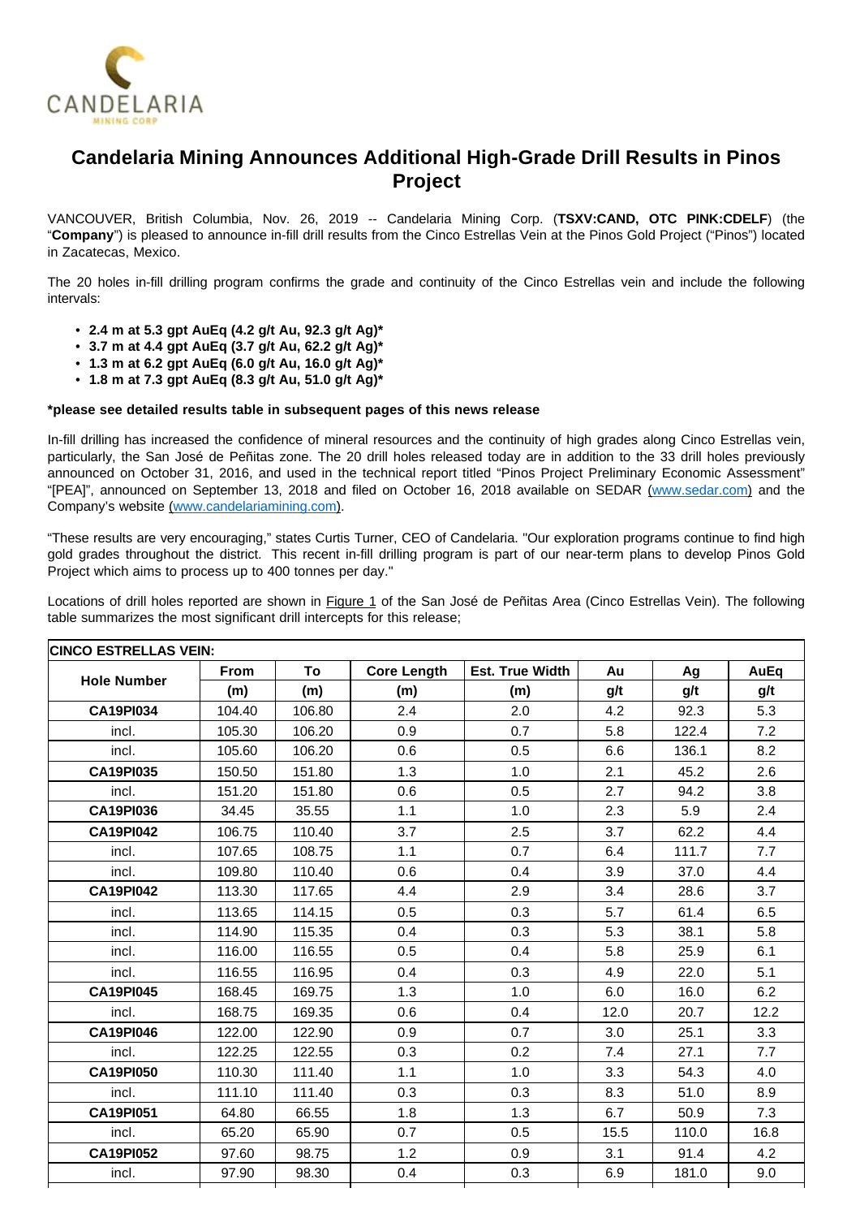# Candelaria Mining Announces Additional High-Grade Drill Results in Pinos Project

VANCOUVER, British Columbia, Nov. 26, 2019 -- Candelaria Mining Corp. (**TSXV:CAND, OTC PINK:CDELF**) (the "**Company**") is pleased to announce in-fill drill results from the Cinco Estrellas Vein at the Pinos Gold Project ("Pinos") located in Zacatecas, Mexico.

The 20 holes in-fill drilling program confirms the grade and continuity of the Cinco Estrellas vein and include the following intervals:

- **2.4 m at 5.3 gpt AuEq (4.2 g/t Au, 92.3 g/t Ag)***
- **3.7 m at 4.4 gpt AuEq (3.7 g/t Au, 62.2 g/t Ag)***
- **1.3 m at 6.2 gpt AuEq (6.0 g/t Au, 16.0 g/t Ag)***
- **1.8 m at 7.3 gpt AuEq (8.3 g/t Au, 51.0 g/t Ag)***

**\*please see detailed results table in subsequent pages of this news release**

In-fill drilling has increased the confidence of mineral resources and the continuity of high grades along Cinco Estrellas vein, particularly, the San José de Peñitas zone. The 20 drill holes released today are in addition to the 33 drill holes previously announced on October 31, 2016, and used in the technical report titled "Pinos Project Preliminary Economic Assessment" "[PEA]", announced on September 13, 2018 and filed on October 16, 2018 available on SEDAR (www.sedar.com) and the Company's website (www.candelariamining.com).

"These results are very encouraging," states Curtis Turner, CEO of Candelaria. "Our exploration programs continue to find high gold grades throughout the district. This recent in-fill drilling program is part of our near-term plans to develop Pinos Gold Project which aims to process up to 400 tonnes per day."

Locations of drill holes reported are shown in Figure 1 of the San José de Peñitas Area (Cinco Estrellas Vein). The following table summarizes the most significant drill intercepts for this release;

| **CINCO ESTRELLAS VEIN:** | | | | | | | |
|---|---|---|---|---|---|---|---|
| **Hole Number** | **From** | **To** | **Core Length** | **Est. True Width** | **Au** | **Ag** | **AuEq** |
| | **(m)** | **(m)** | **(m)** | **(m)** | **g/t** | **g/t** | **g/t** |
| **CA19PI034** | 104.40 | 106.80 | 2.4 | 2.0 | 4.2 | 92.3 | 5.3 |
| incl. | 105.30 | 106.20 | 0.9 | 0.7 | 5.8 | 122.4 | 7.2 |
| incl. | 105.60 | 106.20 | 0.6 | 0.5 | 6.6 | 136.1 | 8.2 |
| **CA19PI035** | 150.50 | 151.80 | 1.3 | 1.0 | 2.1 | 45.2 | 2.6 |
| incl. | 151.20 | 151.80 | 0.6 | 0.5 | 2.7 | 94.2 | 3.8 |
| **CA19PI036** | 34.45 | 35.55 | 1.1 | 1.0 | 2.3 | 5.9 | 2.4 |
| **CA19PI042** | 106.75 | 110.40 | 3.7 | 2.5 | 3.7 | 62.2 | 4.4 |
| incl. | 107.65 | 108.75 | 1.1 | 0.7 | 6.4 | 111.7 | 7.7 |
| incl. | 109.80 | 110.40 | 0.6 | 0.4 | 3.9 | 37.0 | 4.4 |
| **CA19PI042** | 113.30 | 117.65 | 4.4 | 2.9 | 3.4 | 28.6 | 3.7 |
| incl. | 113.65 | 114.15 | 0.5 | 0.3 | 5.7 | 61.4 | 6.5 |
| incl. | 114.90 | 115.35 | 0.4 | 0.3 | 5.3 | 38.1 | 5.8 |
| incl. | 116.00 | 116.55 | 0.5 | 0.4 | 5.8 | 25.9 | 6.1 |
| incl. | 116.55 | 116.95 | 0.4 | 0.3 | 4.9 | 22.0 | 5.1 |
| **CA19PI045** | 168.45 | 169.75 | 1.3 | 1.0 | 6.0 | 16.0 | 6.2 |
| incl. | 168.75 | 169.35 | 0.6 | 0.4 | 12.0 | 20.7 | 12.2 |
| **CA19PI046** | 122.00 | 122.90 | 0.9 | 0.7 | 3.0 | 25.1 | 3.3 |
| incl. | 122.25 | 122.55 | 0.3 | 0.2 | 7.4 | 27.1 | 7.7 |
| **CA19PI050** | 110.30 | 111.40 | 1.1 | 1.0 | 3.3 | 54.3 | 4.0 |
| incl. | 111.10 | 111.40 | 0.3 | 0.3 | 8.3 | 51.0 | 8.9 |
| **CA19PI051** | 64.80 | 66.55 | 1.8 | 1.3 | 6.7 | 50.9 | 7.3 |
| incl. | 65.20 | 65.90 | 0.7 | 0.5 | 15.5 | 110.0 | 16.8 |
| **CA19PI052** | 97.60 | 98.75 | 1.2 | 0.9 | 3.1 | 91.4 | 4.2 |
| incl. | 97.90 | 98.30 | 0.4 | 0.3 | 6.9 | 181.0 | 9.0 |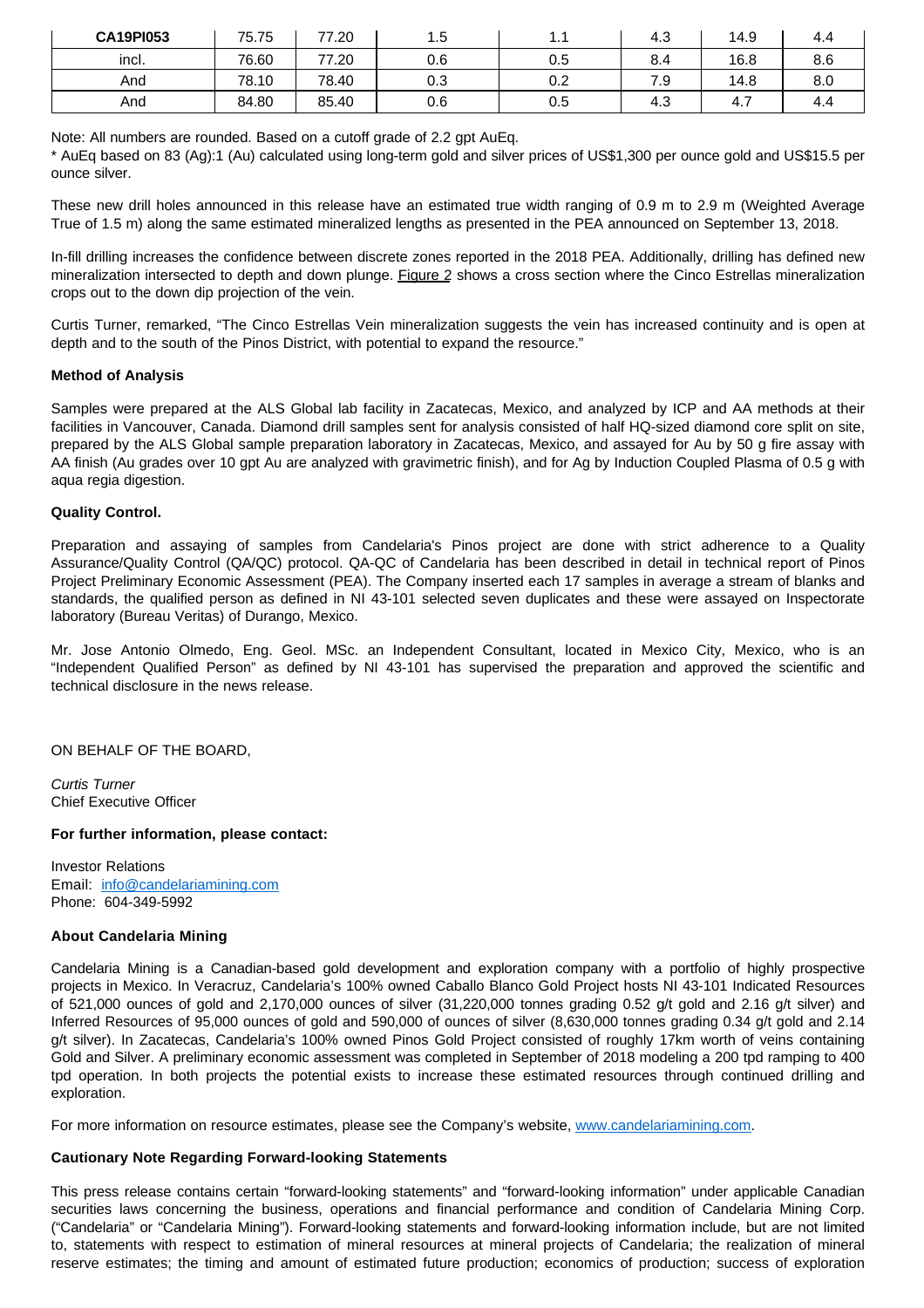| **CA19PI053** | 75.75 | 77.20 | 1.5 | 1.1 | 4.3 | 14.9 | 4.4 |
|---|---|---|---|---|---|---|---|
| incl. | 76.60 | 77.20 | 0.6 | 0.5 | 8.4 | 16.8 | 8.6 |
| And | 78.10 | 78.40 | 0.3 | 0.2 | 7.9 | 14.8 | 8.0 |
| And | 84.80 | 85.40 | 0.6 | 0.5 | 4.3 | 4.7 | 4.4 |

Note: All numbers are rounded. Based on a cutoff grade of 2.2 gpt AuEq.

* AuEq based on 83 (Ag):1 (Au) calculated using long-term gold and silver prices of US$1,300 per ounce gold and US$15.5 per ounce silver.

These new drill holes announced in this release have an estimated true width ranging of 0.9 m to 2.9 m (Weighted Average True of 1.5 m) along the same estimated mineralized lengths as presented in the PEA announced on September 13, 2018.

In-fill drilling increases the confidence between discrete zones reported in the 2018 PEA. Additionally, drilling has defined new mineralization intersected to depth and down plunge. Figure 2 shows a cross section where the Cinco Estrellas mineralization crops out to the down dip projection of the vein.

Curtis Turner, remarked, "The Cinco Estrellas Vein mineralization suggests the vein has increased continuity and is open at depth and to the south of the Pinos District, with potential to expand the resource."

**Method of Analysis**

Samples were prepared at the ALS Global lab facility in Zacatecas, Mexico, and analyzed by ICP and AA methods at their facilities in Vancouver, Canada. Diamond drill samples sent for analysis consisted of half HQ-sized diamond core split on site, prepared by the ALS Global sample preparation laboratory in Zacatecas, Mexico, and assayed for Au by 50 g fire assay with AA finish (Au grades over 10 gpt Au are analyzed with gravimetric finish), and for Ag by Induction Coupled Plasma of 0.5 g with aqua regia digestion.

**Quality Control.**

Preparation and assaying of samples from Candelaria's Pinos project are done with strict adherence to a Quality Assurance/Quality Control (QA/QC) protocol. QA-QC of Candelaria has been described in detail in technical report of Pinos Project Preliminary Economic Assessment (PEA). The Company inserted each 17 samples in average a stream of blanks and standards, the qualified person as defined in NI 43-101 selected seven duplicates and these were assayed on Inspectorate laboratory (Bureau Veritas) of Durango, Mexico.

Mr. Jose Antonio Olmedo, Eng. Geol. MSc. an Independent Consultant, located in Mexico City, Mexico, who is an "Independent Qualified Person" as defined by NI 43-101 has supervised the preparation and approved the scientific and technical disclosure in the news release.

ON BEHALF OF THE BOARD,

*Curtis Turner*
Chief Executive Officer

**For further information, please contact:**

Investor Relations
Email: info@candelariamining.com
Phone: 604-349-5992

**About Candelaria Mining**

Candelaria Mining is a Canadian-based gold development and exploration company with a portfolio of highly prospective projects in Mexico. In Veracruz, Candelaria's 100% owned Caballo Blanco Gold Project hosts NI 43-101 Indicated Resources of 521,000 ounces of gold and 2,170,000 ounces of silver (31,220,000 tonnes grading 0.52 g/t gold and 2.16 g/t silver) and Inferred Resources of 95,000 ounces of gold and 590,000 of ounces of silver (8,630,000 tonnes grading 0.34 g/t gold and 2.14 g/t silver). In Zacatecas, Candelaria's 100% owned Pinos Gold Project consisted of roughly 17km worth of veins containing Gold and Silver. A preliminary economic assessment was completed in September of 2018 modeling a 200 tpd ramping to 400 tpd operation. In both projects the potential exists to increase these estimated resources through continued drilling and exploration.

For more information on resource estimates, please see the Company's website, www.candelariamining.com.

**Cautionary Note Regarding Forward-looking Statements**

This press release contains certain "forward-looking statements" and "forward-looking information" under applicable Canadian securities laws concerning the business, operations and financial performance and condition of Candelaria Mining Corp. ("Candelaria" or "Candelaria Mining"). Forward-looking statements and forward-looking information include, but are not limited to, statements with respect to estimation of mineral resources at mineral projects of Candelaria; the realization of mineral reserve estimates; the timing and amount of estimated future production; economics of production; success of exploration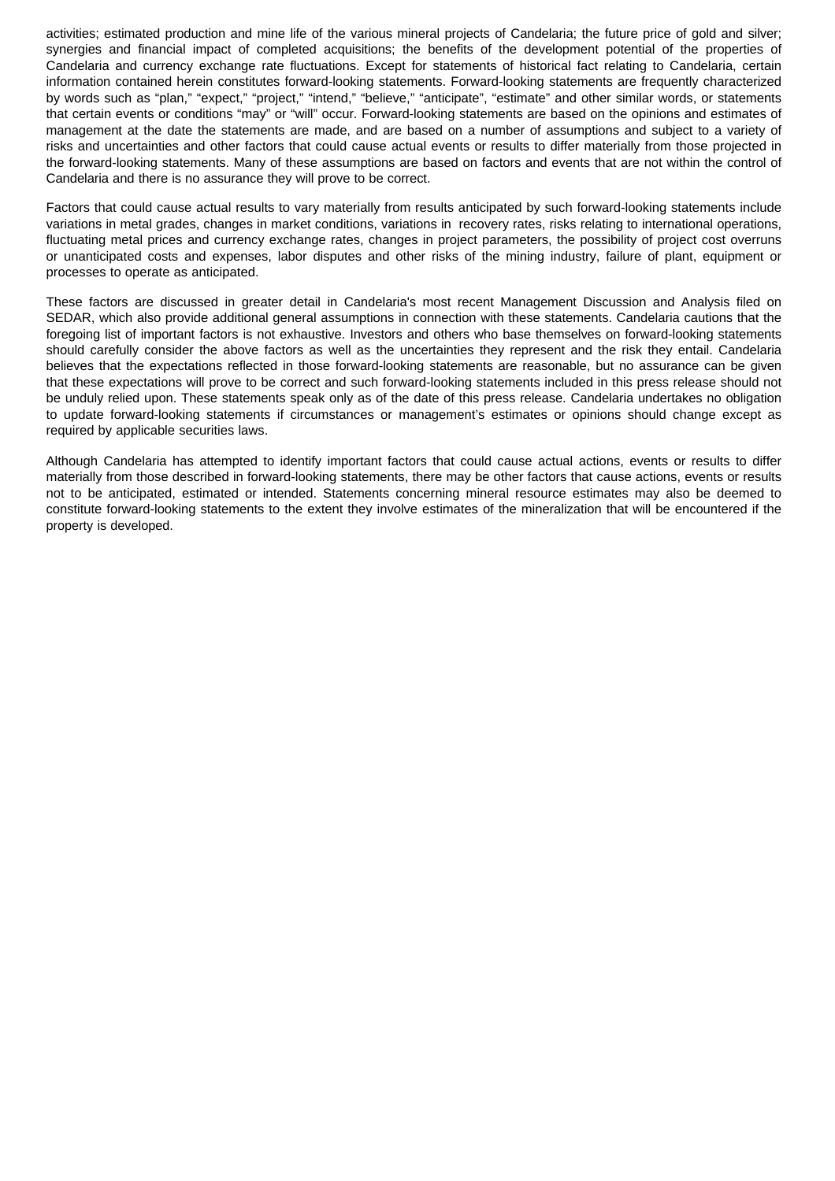activities; estimated production and mine life of the various mineral projects of Candelaria; the future price of gold and silver; synergies and financial impact of completed acquisitions; the benefits of the development potential of the properties of Candelaria and currency exchange rate fluctuations. Except for statements of historical fact relating to Candelaria, certain information contained herein constitutes forward-looking statements. Forward-looking statements are frequently characterized by words such as "plan," "expect," "project," "intend," "believe," "anticipate", "estimate" and other similar words, or statements that certain events or conditions "may" or "will" occur. Forward-looking statements are based on the opinions and estimates of management at the date the statements are made, and are based on a number of assumptions and subject to a variety of risks and uncertainties and other factors that could cause actual events or results to differ materially from those projected in the forward-looking statements. Many of these assumptions are based on factors and events that are not within the control of Candelaria and there is no assurance they will prove to be correct.

Factors that could cause actual results to vary materially from results anticipated by such forward-looking statements include variations in metal grades, changes in market conditions, variations in recovery rates, risks relating to international operations, fluctuating metal prices and currency exchange rates, changes in project parameters, the possibility of project cost overruns or unanticipated costs and expenses, labor disputes and other risks of the mining industry, failure of plant, equipment or processes to operate as anticipated.

These factors are discussed in greater detail in Candelaria's most recent Management Discussion and Analysis filed on SEDAR, which also provide additional general assumptions in connection with these statements. Candelaria cautions that the foregoing list of important factors is not exhaustive. Investors and others who base themselves on forward-looking statements should carefully consider the above factors as well as the uncertainties they represent and the risk they entail. Candelaria believes that the expectations reflected in those forward-looking statements are reasonable, but no assurance can be given that these expectations will prove to be correct and such forward-looking statements included in this press release should not be unduly relied upon. These statements speak only as of the date of this press release. Candelaria undertakes no obligation to update forward-looking statements if circumstances or management's estimates or opinions should change except as required by applicable securities laws.

Although Candelaria has attempted to identify important factors that could cause actual actions, events or results to differ materially from those described in forward-looking statements, there may be other factors that cause actions, events or results not to be anticipated, estimated or intended. Statements concerning mineral resource estimates may also be deemed to constitute forward-looking statements to the extent they involve estimates of the mineralization that will be encountered if the property is developed.